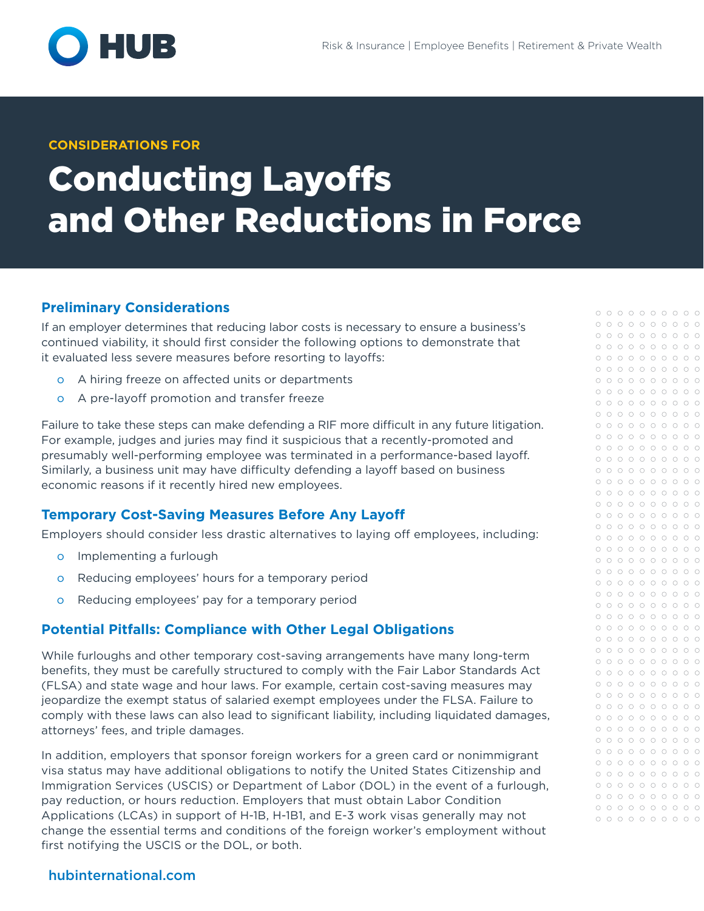CONSIDERATIONS FOR

# Conducting Layoffs and Other Reductions in Force

## Preliminary Considerations

If an employer determines that reducing labor costs is necessary to ensure a business's continued viability, it should first consider the following options to demonstrate that it evaluated less severe measures before resorting to layoffs:

- A hiring freeze on affected units or departments
- A pre-layoff promotion and transfer freeze

Failure to take these steps can make defending a RIF more difficult in any future litigation. For example, judges and juries may find it suspicious that a recently-promoted and presumably well-performing employee was terminated in a performance-based layoff. Similarly, a business unit may have difficulty defending a layoff based on business economic reasons if it recently hired new employees.

## Temporary Cost-Saving Measures Before Any Layoff

Employers should consider less drastic alternatives to laying off employees, including:

- Implementing a furlough
- Reducing employees' hours for a temporary period
- Reducing employees' pay for a temporary period

## Potential Pitfalls: Compliance with Other Legal Obligations

While furloughs and other temporary cost-saving arrangements have many long-term benefits, they must be carefully structured to comply with the Fair Labor Standards Act (FLSA) and state wage and hour laws. For example, certain cost-saving measures may jeopardize the exempt status of salaried exempt employees under the FLSA. Failure to comply with these laws can also lead to significant liability, including liquidated damages, attorneys' fees, and triple damages.

In addition, employers that sponsor foreign workers for a green card or nonimmigrant visa status may have additional obligations to notify the United States Citizenship and Immigration Services (USCIS) or Department of Labor (DOL) in the event of a furlough, pay reduction, or hours reduction. Employers that must obtain Labor Condition Applications (LCAs) in support of H-1B, H-1B1, and E-3 work visas generally may not change the essential terms and conditions of the foreign worker's employment without first notifying the USCIS or the DOL, or both.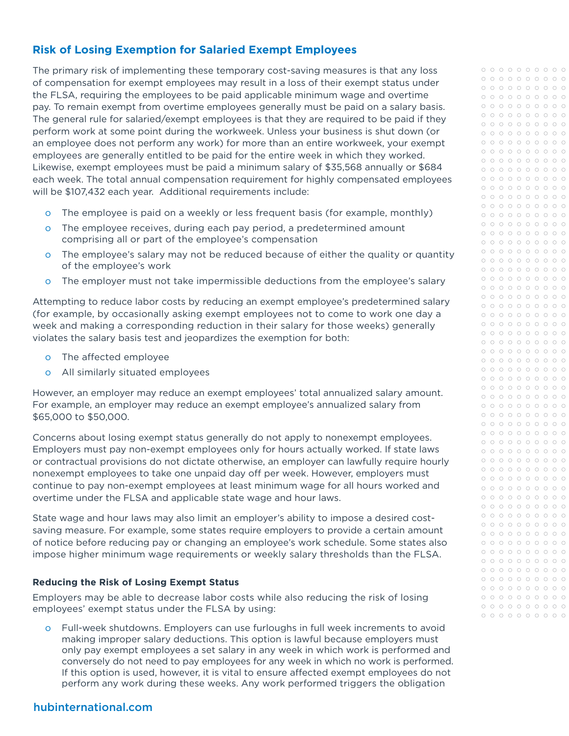## Risk of Losing Exemption for Salaried Exempt Employees

The primary risk of implementing these temporary cost-saving measures is that any loss of compensation for exempt employees may result in a loss of their exempt status under the FLSA, requiring the employees to be paid applicable minimum wage and overtime pay. To remain exempt from overtime employees generally must be paid on a salary basis. The general rule for salaried/exempt employees is that they are required to be paid if they perform work at some point during the workweek. Unless your business is shut down (or an employee does not perform any work) for more than an entire workweek, your exempt employees are generally entitled to be paid for the entire week in which they worked. Likewise, exempt employees must be paid a minimum salary of $35,568 annually or $684 each week. The total annual compensation requirement for highly compensated employees will be $107,432 each year.  Additional requirements include:

- The employee is paid on a weekly or less frequent basis (for example, monthly)
- The employee receives, during each pay period, a predetermined amount comprising all or part of the employee's compensation
- The employee's salary may not be reduced because of either the quality or quantity of the employee's work
- The employer must not take impermissible deductions from the employee's salary

Attempting to reduce labor costs by reducing an exempt employee's predetermined salary (for example, by occasionally asking exempt employees not to come to work one day a week and making a corresponding reduction in their salary for those weeks) generally violates the salary basis test and jeopardizes the exemption for both:

- The affected employee
- All similarly situated employees

However, an employer may reduce an exempt employees' total annualized salary amount. For example, an employer may reduce an exempt employee's annualized salary from $65,000 to $50,000.

Concerns about losing exempt status generally do not apply to nonexempt employees. Employers must pay non-exempt employees only for hours actually worked. If state laws or contractual provisions do not dictate otherwise, an employer can lawfully require hourly nonexempt employees to take one unpaid day off per week. However, employers must continue to pay non-exempt employees at least minimum wage for all hours worked and overtime under the FLSA and applicable state wage and hour laws.

State wage and hour laws may also limit an employer's ability to impose a desired cost-saving measure. For example, some states require employers to provide a certain amount of notice before reducing pay or changing an employee's work schedule. Some states also impose higher minimum wage requirements or weekly salary thresholds than the FLSA.

### Reducing the Risk of Losing Exempt Status

Employers may be able to decrease labor costs while also reducing the risk of losing employees' exempt status under the FLSA by using:

- Full-week shutdowns. Employers can use furloughs in full week increments to avoid making improper salary deductions. This option is lawful because employers must only pay exempt employees a set salary in any week in which work is performed and conversely do not need to pay employees for any week in which no work is performed. If this option is used, however, it is vital to ensure affected exempt employees do not perform any work during these weeks. Any work performed triggers the obligation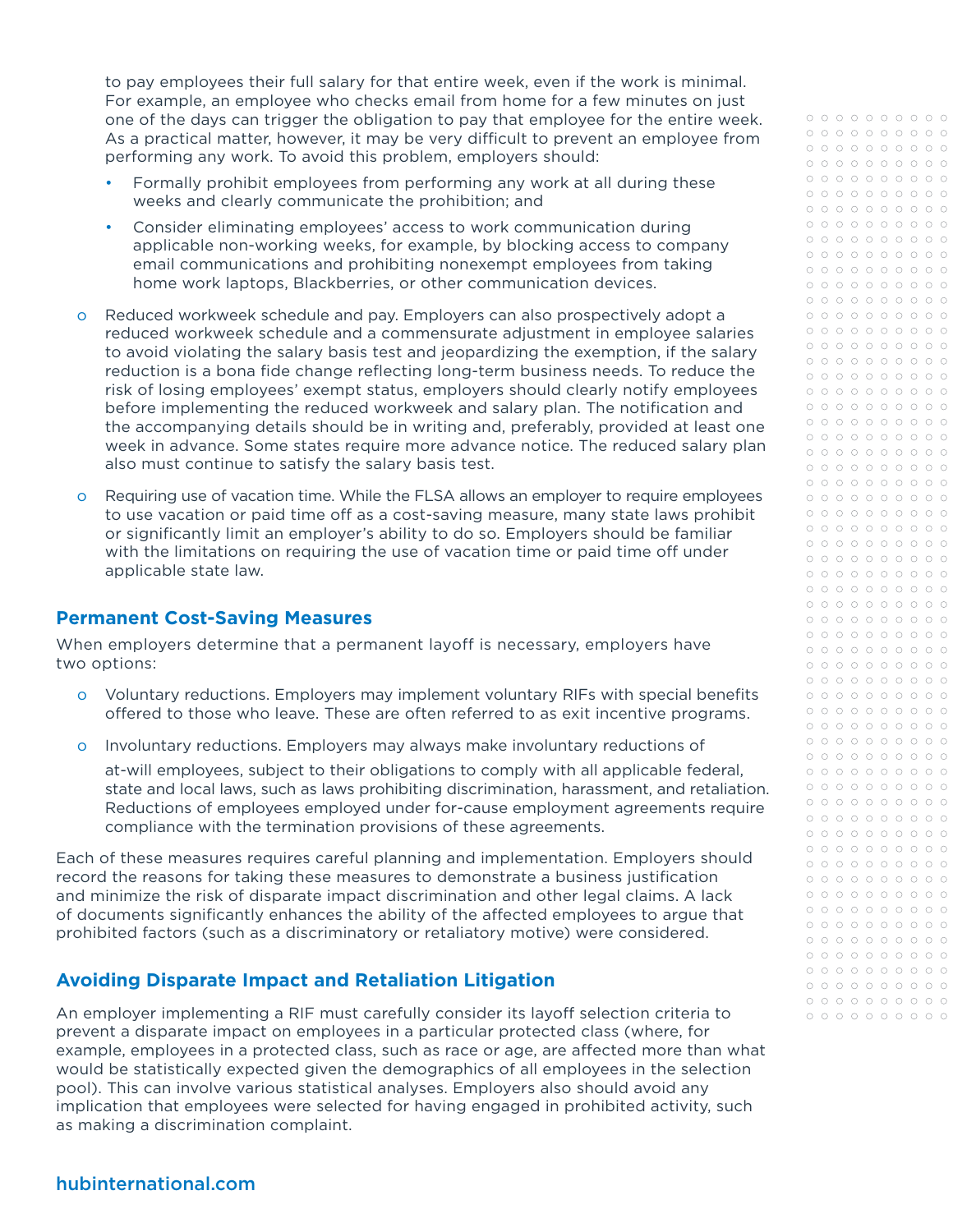to pay employees their full salary for that entire week, even if the work is minimal. For example, an employee who checks email from home for a few minutes on just one of the days can trigger the obligation to pay that employee for the entire week. As a practical matter, however, it may be very difficult to prevent an employee from performing any work. To avoid this problem, employers should:

- Formally prohibit employees from performing any work at all during these weeks and clearly communicate the prohibition; and
- Consider eliminating employees' access to work communication during applicable non-working weeks, for example, by blocking access to company email communications and prohibiting nonexempt employees from taking home work laptops, Blackberries, or other communication devices.

- Reduced workweek schedule and pay. Employers can also prospectively adopt a reduced workweek schedule and a commensurate adjustment in employee salaries to avoid violating the salary basis test and jeopardizing the exemption, if the salary reduction is a bona fide change reflecting long-term business needs. To reduce the risk of losing employees' exempt status, employers should clearly notify employees before implementing the reduced workweek and salary plan. The notification and the accompanying details should be in writing and, preferably, provided at least one week in advance. Some states require more advance notice. The reduced salary plan also must continue to satisfy the salary basis test.
- Requiring use of vacation time. While the FLSA allows an employer to require employees to use vacation or paid time off as a cost-saving measure, many state laws prohibit or significantly limit an employer's ability to do so. Employers should be familiar with the limitations on requiring the use of vacation time or paid time off under applicable state law.

## Permanent Cost-Saving Measures

When employers determine that a permanent layoff is necessary, employers have two options:

- Voluntary reductions. Employers may implement voluntary RIFs with special benefits offered to those who leave. These are often referred to as exit incentive programs.
- Involuntary reductions. Employers may always make involuntary reductions of at-will employees, subject to their obligations to comply with all applicable federal, state and local laws, such as laws prohibiting discrimination, harassment, and retaliation. Reductions of employees employed under for-cause employment agreements require compliance with the termination provisions of these agreements.

Each of these measures requires careful planning and implementation. Employers should record the reasons for taking these measures to demonstrate a business justification and minimize the risk of disparate impact discrimination and other legal claims. A lack of documents significantly enhances the ability of the affected employees to argue that prohibited factors (such as a discriminatory or retaliatory motive) were considered.

## Avoiding Disparate Impact and Retaliation Litigation

An employer implementing a RIF must carefully consider its layoff selection criteria to prevent a disparate impact on employees in a particular protected class (where, for example, employees in a protected class, such as race or age, are affected more than what would be statistically expected given the demographics of all employees in the selection pool). This can involve various statistical analyses. Employers also should avoid any implication that employees were selected for having engaged in prohibited activity, such as making a discrimination complaint.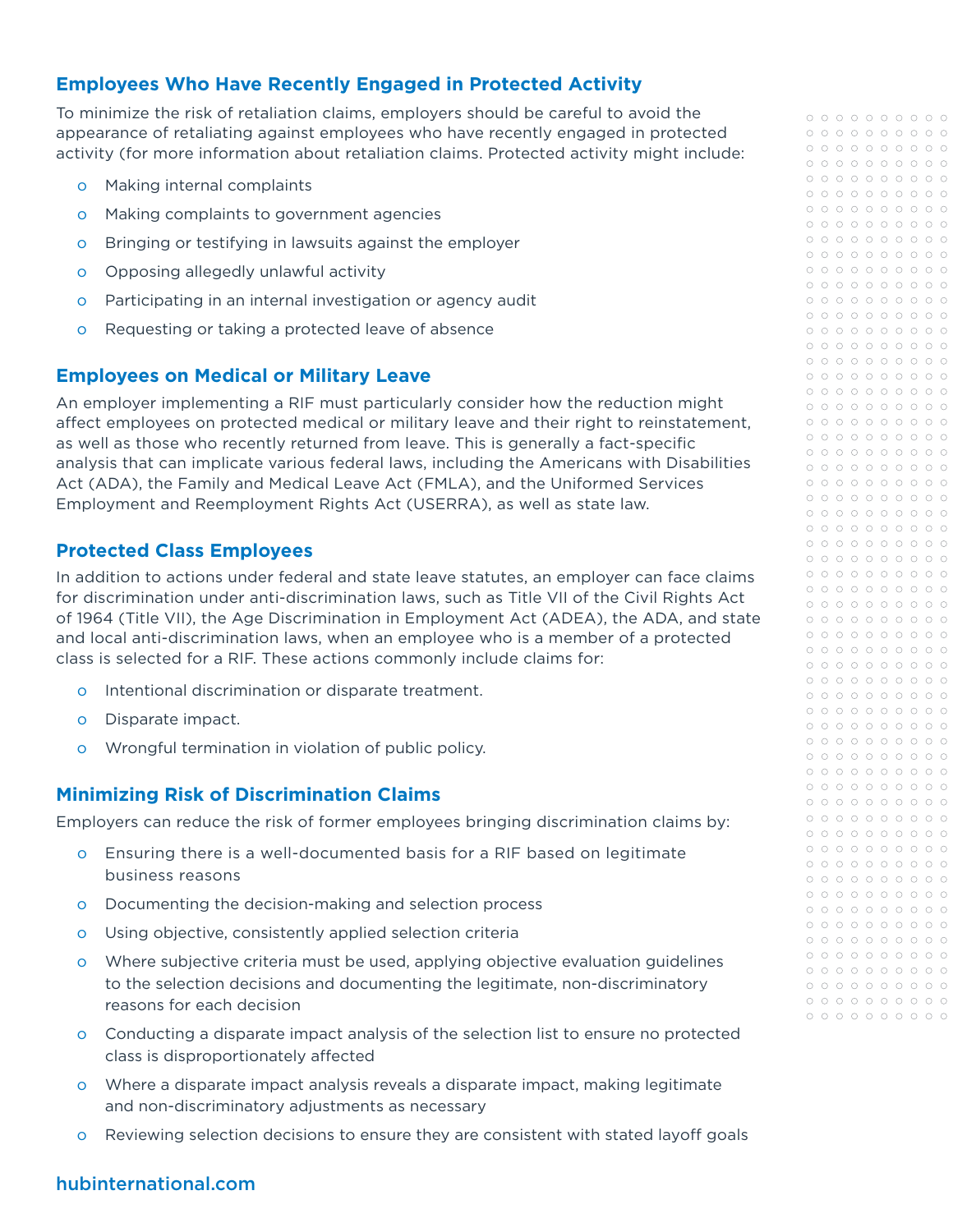## Employees Who Have Recently Engaged in Protected Activity

To minimize the risk of retaliation claims, employers should be careful to avoid the appearance of retaliating against employees who have recently engaged in protected activity (for more information about retaliation claims. Protected activity might include:

- Making internal complaints
- Making complaints to government agencies
- Bringing or testifying in lawsuits against the employer
- Opposing allegedly unlawful activity
- Participating in an internal investigation or agency audit
- Requesting or taking a protected leave of absence

## Employees on Medical or Military Leave

An employer implementing a RIF must particularly consider how the reduction might affect employees on protected medical or military leave and their right to reinstatement, as well as those who recently returned from leave. This is generally a fact-specific analysis that can implicate various federal laws, including the Americans with Disabilities Act (ADA), the Family and Medical Leave Act (FMLA), and the Uniformed Services Employment and Reemployment Rights Act (USERRA), as well as state law.

## Protected Class Employees

In addition to actions under federal and state leave statutes, an employer can face claims for discrimination under anti-discrimination laws, such as Title VII of the Civil Rights Act of 1964 (Title VII), the Age Discrimination in Employment Act (ADEA), the ADA, and state and local anti-discrimination laws, when an employee who is a member of a protected class is selected for a RIF. These actions commonly include claims for:

- Intentional discrimination or disparate treatment.
- Disparate impact.
- Wrongful termination in violation of public policy.

## Minimizing Risk of Discrimination Claims

Employers can reduce the risk of former employees bringing discrimination claims by:

- Ensuring there is a well-documented basis for a RIF based on legitimate business reasons
- Documenting the decision-making and selection process
- Using objective, consistently applied selection criteria
- Where subjective criteria must be used, applying objective evaluation guidelines to the selection decisions and documenting the legitimate, non-discriminatory reasons for each decision
- Conducting a disparate impact analysis of the selection list to ensure no protected class is disproportionately affected
- Where a disparate impact analysis reveals a disparate impact, making legitimate and non-discriminatory adjustments as necessary
- Reviewing selection decisions to ensure they are consistent with stated layoff goals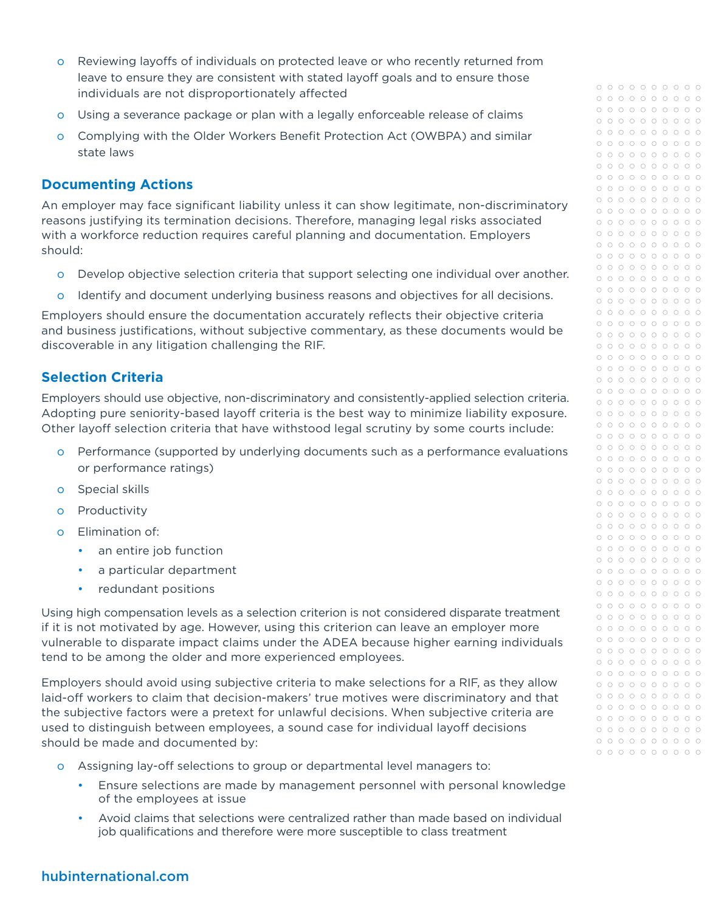- Reviewing layoffs of individuals on protected leave or who recently returned from leave to ensure they are consistent with stated layoff goals and to ensure those individuals are not disproportionately affected
- Using a severance package or plan with a legally enforceable release of claims
- Complying with the Older Workers Benefit Protection Act (OWBPA) and similar state laws

## Documenting Actions

An employer may face significant liability unless it can show legitimate, non-discriminatory reasons justifying its termination decisions. Therefore, managing legal risks associated with a workforce reduction requires careful planning and documentation. Employers should:

- Develop objective selection criteria that support selecting one individual over another.
- Identify and document underlying business reasons and objectives for all decisions.

Employers should ensure the documentation accurately reflects their objective criteria and business justifications, without subjective commentary, as these documents would be discoverable in any litigation challenging the RIF.

## Selection Criteria

Employers should use objective, non-discriminatory and consistently-applied selection criteria. Adopting pure seniority-based layoff criteria is the best way to minimize liability exposure. Other layoff selection criteria that have withstood legal scrutiny by some courts include:

- Performance (supported by underlying documents such as a performance evaluations or performance ratings)
- Special skills
- Productivity
- Elimination of:
  - an entire job function
  - a particular department
  - redundant positions

Using high compensation levels as a selection criterion is not considered disparate treatment if it is not motivated by age. However, using this criterion can leave an employer more vulnerable to disparate impact claims under the ADEA because higher earning individuals tend to be among the older and more experienced employees.

Employers should avoid using subjective criteria to make selections for a RIF, as they allow laid-off workers to claim that decision-makers' true motives were discriminatory and that the subjective factors were a pretext for unlawful decisions. When subjective criteria are used to distinguish between employees, a sound case for individual layoff decisions should be made and documented by:

- Assigning lay-off selections to group or departmental level managers to:
  - Ensure selections are made by management personnel with personal knowledge of the employees at issue
  - Avoid claims that selections were centralized rather than made based on individual job qualifications and therefore were more susceptible to class treatment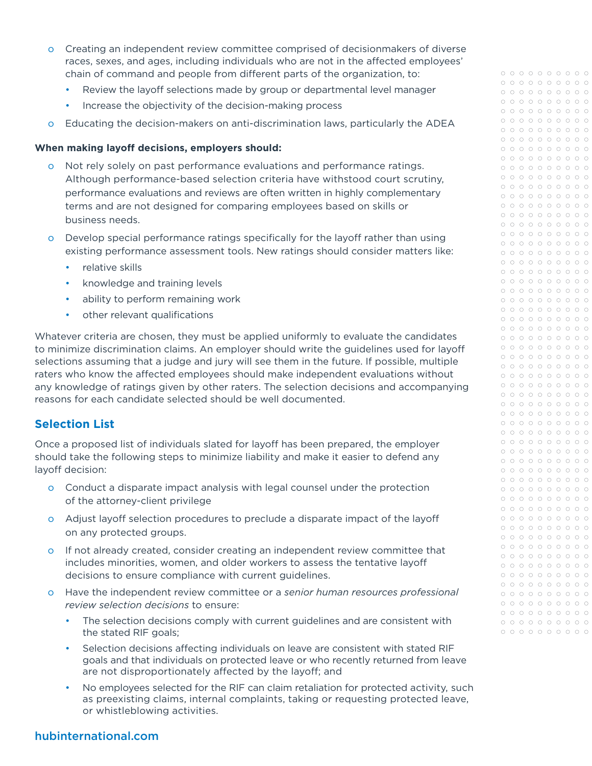- Creating an independent review committee comprised of decisionmakers of diverse races, sexes, and ages, including individuals who are not in the affected employees' chain of command and people from different parts of the organization, to:
  - Review the layoff selections made by group or departmental level manager
  - Increase the objectivity of the decision-making process
- Educating the decision-makers on anti-discrimination laws, particularly the ADEA

**When making layoff decisions, employers should:**

- Not rely solely on past performance evaluations and performance ratings. Although performance-based selection criteria have withstood court scrutiny, performance evaluations and reviews are often written in highly complementary terms and are not designed for comparing employees based on skills or business needs.
- Develop special performance ratings specifically for the layoff rather than using existing performance assessment tools. New ratings should consider matters like:
  - relative skills
  - knowledge and training levels
  - ability to perform remaining work
  - other relevant qualifications

Whatever criteria are chosen, they must be applied uniformly to evaluate the candidates to minimize discrimination claims. An employer should write the guidelines used for layoff selections assuming that a judge and jury will see them in the future. If possible, multiple raters who know the affected employees should make independent evaluations without any knowledge of ratings given by other raters. The selection decisions and accompanying reasons for each candidate selected should be well documented.

## Selection List

Once a proposed list of individuals slated for layoff has been prepared, the employer should take the following steps to minimize liability and make it easier to defend any layoff decision:

- Conduct a disparate impact analysis with legal counsel under the protection of the attorney-client privilege
- Adjust layoff selection procedures to preclude a disparate impact of the layoff on any protected groups.
- If not already created, consider creating an independent review committee that includes minorities, women, and older workers to assess the tentative layoff decisions to ensure compliance with current guidelines.
- Have the independent review committee or a *senior human resources professional review selection decisions* to ensure:
  - The selection decisions comply with current guidelines and are consistent with the stated RIF goals;
  - Selection decisions affecting individuals on leave are consistent with stated RIF goals and that individuals on protected leave or who recently returned from leave are not disproportionately affected by the layoff; and
  - No employees selected for the RIF can claim retaliation for protected activity, such as preexisting claims, internal complaints, taking or requesting protected leave, or whistleblowing activities.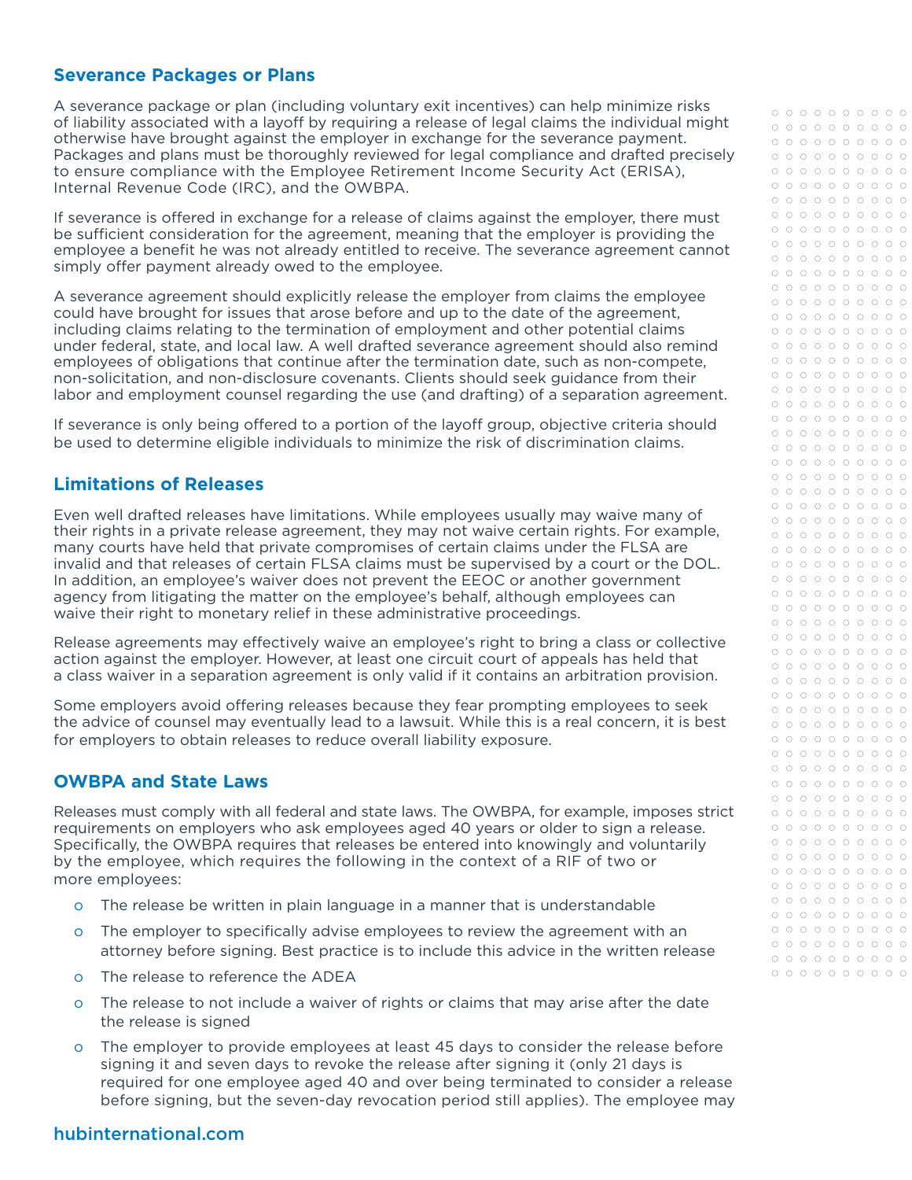## Severance Packages or Plans

A severance package or plan (including voluntary exit incentives) can help minimize risks of liability associated with a layoff by requiring a release of legal claims the individual might otherwise have brought against the employer in exchange for the severance payment. Packages and plans must be thoroughly reviewed for legal compliance and drafted precisely to ensure compliance with the Employee Retirement Income Security Act (ERISA), Internal Revenue Code (IRC), and the OWBPA.

If severance is offered in exchange for a release of claims against the employer, there must be sufficient consideration for the agreement, meaning that the employer is providing the employee a benefit he was not already entitled to receive. The severance agreement cannot simply offer payment already owed to the employee.

A severance agreement should explicitly release the employer from claims the employee could have brought for issues that arose before and up to the date of the agreement, including claims relating to the termination of employment and other potential claims under federal, state, and local law. A well drafted severance agreement should also remind employees of obligations that continue after the termination date, such as non-compete, non-solicitation, and non-disclosure covenants. Clients should seek guidance from their labor and employment counsel regarding the use (and drafting) of a separation agreement.

If severance is only being offered to a portion of the layoff group, objective criteria should be used to determine eligible individuals to minimize the risk of discrimination claims.

## Limitations of Releases

Even well drafted releases have limitations. While employees usually may waive many of their rights in a private release agreement, they may not waive certain rights. For example, many courts have held that private compromises of certain claims under the FLSA are invalid and that releases of certain FLSA claims must be supervised by a court or the DOL. In addition, an employee's waiver does not prevent the EEOC or another government agency from litigating the matter on the employee's behalf, although employees can waive their right to monetary relief in these administrative proceedings.

Release agreements may effectively waive an employee's right to bring a class or collective action against the employer. However, at least one circuit court of appeals has held that a class waiver in a separation agreement is only valid if it contains an arbitration provision.

Some employers avoid offering releases because they fear prompting employees to seek the advice of counsel may eventually lead to a lawsuit. While this is a real concern, it is best for employers to obtain releases to reduce overall liability exposure.

## OWBPA and State Laws

Releases must comply with all federal and state laws. The OWBPA, for example, imposes strict requirements on employers who ask employees aged 40 years or older to sign a release. Specifically, the OWBPA requires that releases be entered into knowingly and voluntarily by the employee, which requires the following in the context of a RIF of two or more employees:

- The release be written in plain language in a manner that is understandable
- The employer to specifically advise employees to review the agreement with an attorney before signing. Best practice is to include this advice in the written release
- The release to reference the ADEA
- The release to not include a waiver of rights or claims that may arise after the date the release is signed
- The employer to provide employees at least 45 days to consider the release before signing it and seven days to revoke the release after signing it (only 21 days is required for one employee aged 40 and over being terminated to consider a release before signing, but the seven-day revocation period still applies). The employee may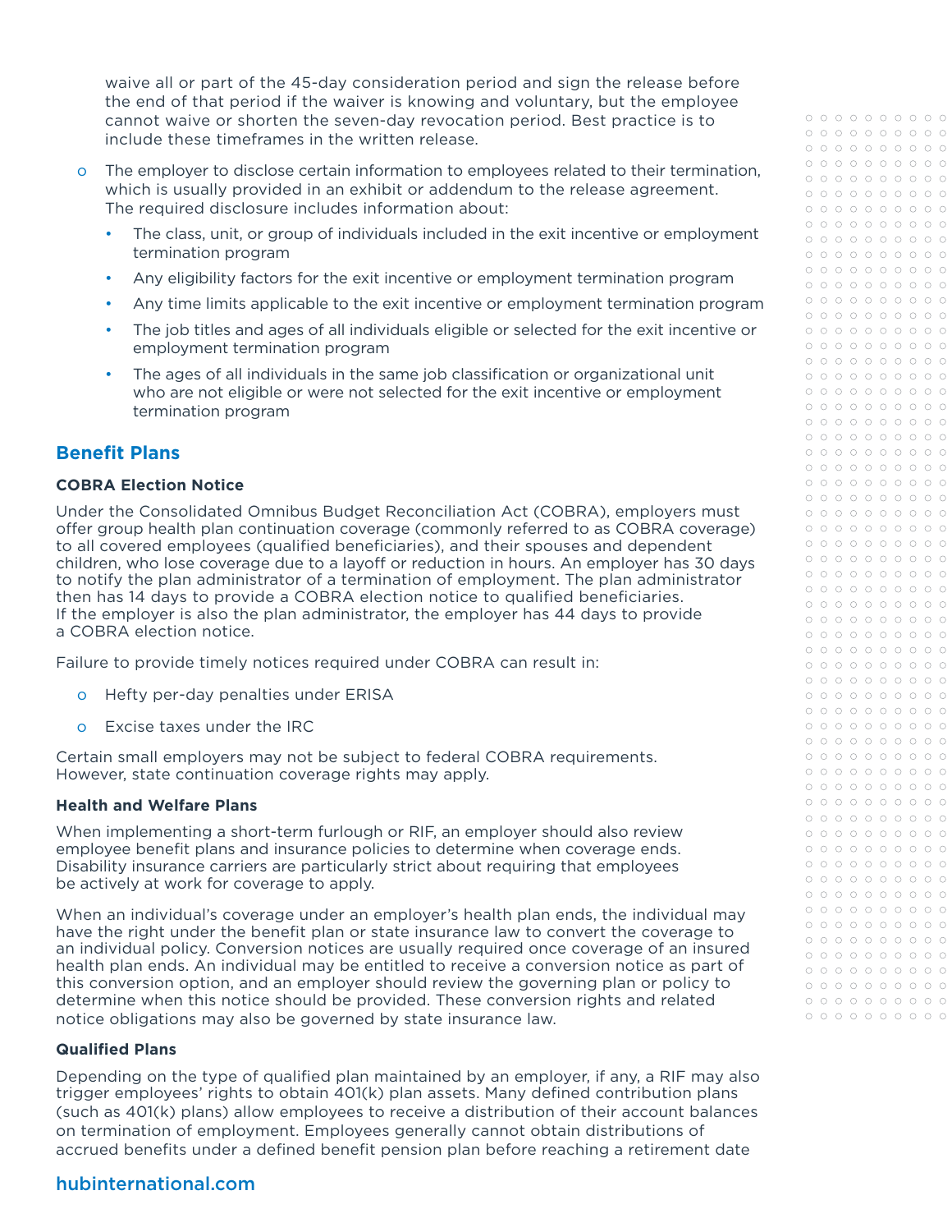waive all or part of the 45-day consideration period and sign the release before the end of that period if the waiver is knowing and voluntary, but the employee cannot waive or shorten the seven-day revocation period. Best practice is to include these timeframes in the written release.

- The employer to disclose certain information to employees related to their termination, which is usually provided in an exhibit or addendum to the release agreement. The required disclosure includes information about:
  - The class, unit, or group of individuals included in the exit incentive or employment termination program
  - Any eligibility factors for the exit incentive or employment termination program
  - Any time limits applicable to the exit incentive or employment termination program
  - The job titles and ages of all individuals eligible or selected for the exit incentive or employment termination program
  - The ages of all individuals in the same job classification or organizational unit who are not eligible or were not selected for the exit incentive or employment termination program

## Benefit Plans

### COBRA Election Notice

Under the Consolidated Omnibus Budget Reconciliation Act (COBRA), employers must offer group health plan continuation coverage (commonly referred to as COBRA coverage) to all covered employees (qualified beneficiaries), and their spouses and dependent children, who lose coverage due to a layoff or reduction in hours. An employer has 30 days to notify the plan administrator of a termination of employment. The plan administrator then has 14 days to provide a COBRA election notice to qualified beneficiaries. If the employer is also the plan administrator, the employer has 44 days to provide a COBRA election notice.

Failure to provide timely notices required under COBRA can result in:

- Hefty per-day penalties under ERISA
- Excise taxes under the IRC

Certain small employers may not be subject to federal COBRA requirements. However, state continuation coverage rights may apply.

### Health and Welfare Plans

When implementing a short-term furlough or RIF, an employer should also review employee benefit plans and insurance policies to determine when coverage ends. Disability insurance carriers are particularly strict about requiring that employees be actively at work for coverage to apply.

When an individual's coverage under an employer's health plan ends, the individual may have the right under the benefit plan or state insurance law to convert the coverage to an individual policy. Conversion notices are usually required once coverage of an insured health plan ends. An individual may be entitled to receive a conversion notice as part of this conversion option, and an employer should review the governing plan or policy to determine when this notice should be provided. These conversion rights and related notice obligations may also be governed by state insurance law.

### Qualified Plans

Depending on the type of qualified plan maintained by an employer, if any, a RIF may also trigger employees' rights to obtain 401(k) plan assets. Many defined contribution plans (such as 401(k) plans) allow employees to receive a distribution of their account balances on termination of employment. Employees generally cannot obtain distributions of accrued benefits under a defined benefit pension plan before reaching a retirement date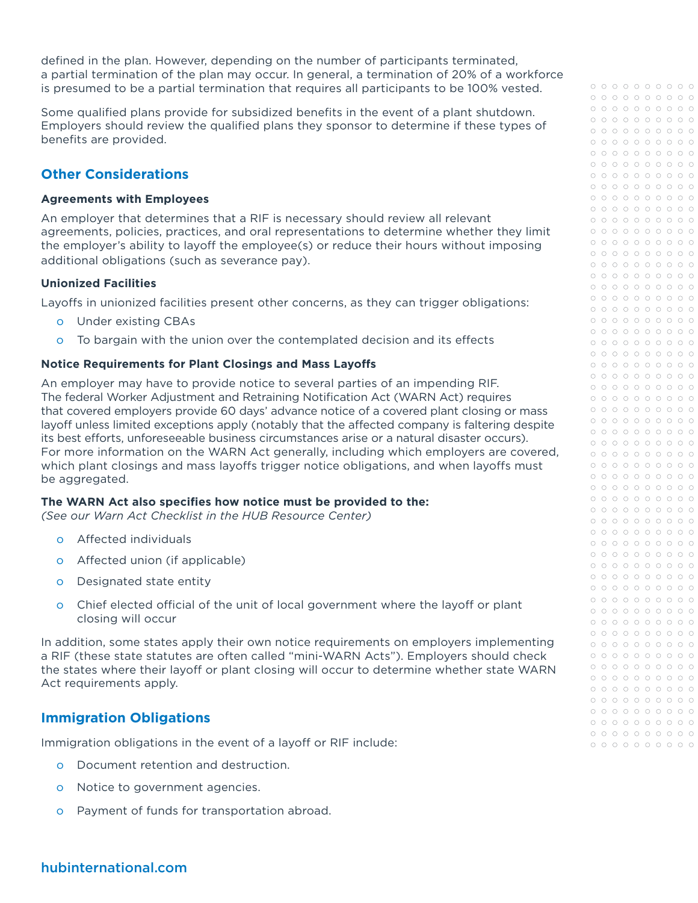defined in the plan. However, depending on the number of participants terminated, a partial termination of the plan may occur. In general, a termination of 20% of a workforce is presumed to be a partial termination that requires all participants to be 100% vested.

Some qualified plans provide for subsidized benefits in the event of a plant shutdown. Employers should review the qualified plans they sponsor to determine if these types of benefits are provided.

## Other Considerations

**Agreements with Employees**

An employer that determines that a RIF is necessary should review all relevant agreements, policies, practices, and oral representations to determine whether they limit the employer's ability to layoff the employee(s) or reduce their hours without imposing additional obligations (such as severance pay).

**Unionized Facilities**

Layoffs in unionized facilities present other concerns, as they can trigger obligations:

- Under existing CBAs
- To bargain with the union over the contemplated decision and its effects

**Notice Requirements for Plant Closings and Mass Layoffs**

An employer may have to provide notice to several parties of an impending RIF. The federal Worker Adjustment and Retraining Notification Act (WARN Act) requires that covered employers provide 60 days' advance notice of a covered plant closing or mass layoff unless limited exceptions apply (notably that the affected company is faltering despite its best efforts, unforeseeable business circumstances arise or a natural disaster occurs). For more information on the WARN Act generally, including which employers are covered, which plant closings and mass layoffs trigger notice obligations, and when layoffs must be aggregated.

**The WARN Act also specifies how notice must be provided to the:**
*(See our Warn Act Checklist in the HUB Resource Center)*

- Affected individuals
- Affected union (if applicable)
- Designated state entity
- Chief elected official of the unit of local government where the layoff or plant closing will occur

In addition, some states apply their own notice requirements on employers implementing a RIF (these state statutes are often called "mini-WARN Acts"). Employers should check the states where their layoff or plant closing will occur to determine whether state WARN Act requirements apply.

## Immigration Obligations

Immigration obligations in the event of a layoff or RIF include:

- Document retention and destruction.
- Notice to government agencies.
- Payment of funds for transportation abroad.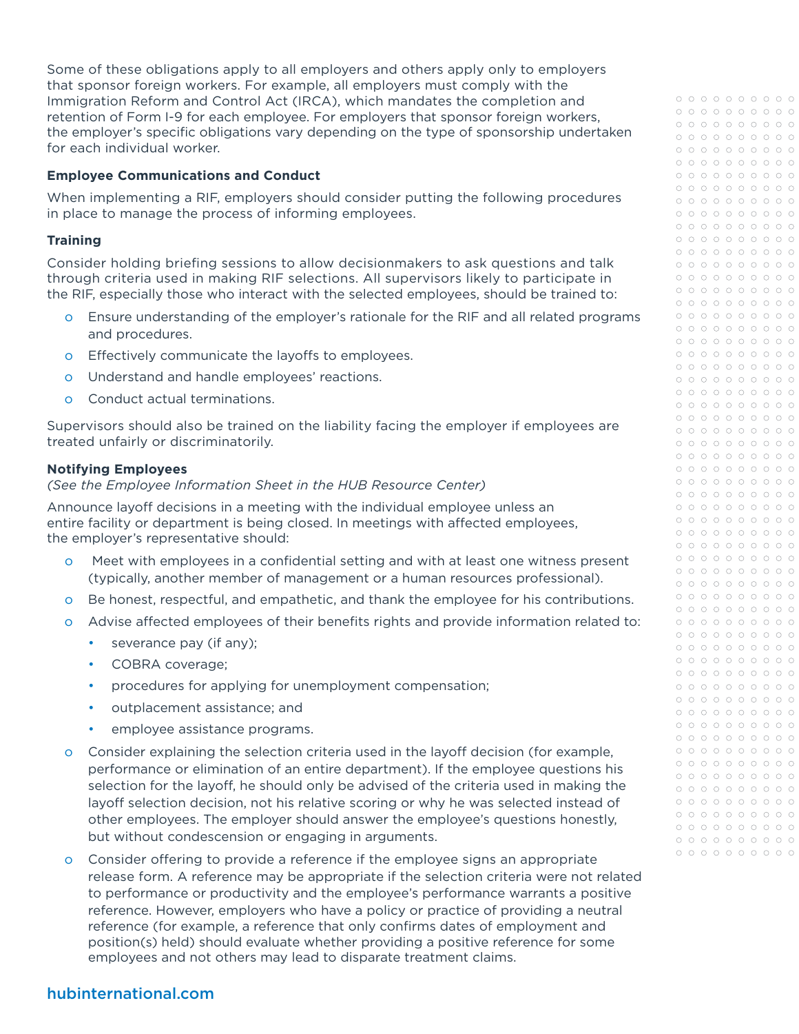Some of these obligations apply to all employers and others apply only to employers that sponsor foreign workers. For example, all employers must comply with the Immigration Reform and Control Act (IRCA), which mandates the completion and retention of Form I-9 for each employee. For employers that sponsor foreign workers, the employer's specific obligations vary depending on the type of sponsorship undertaken for each individual worker.

**Employee Communications and Conduct**

When implementing a RIF, employers should consider putting the following procedures in place to manage the process of informing employees.

**Training**

Consider holding briefing sessions to allow decisionmakers to ask questions and talk through criteria used in making RIF selections. All supervisors likely to participate in the RIF, especially those who interact with the selected employees, should be trained to:

- Ensure understanding of the employer's rationale for the RIF and all related programs and procedures.
- Effectively communicate the layoffs to employees.
- Understand and handle employees' reactions.
- Conduct actual terminations.

Supervisors should also be trained on the liability facing the employer if employees are treated unfairly or discriminatorily.

**Notifying Employees**

*(See the Employee Information Sheet in the HUB Resource Center)*

Announce layoff decisions in a meeting with the individual employee unless an entire facility or department is being closed. In meetings with affected employees, the employer's representative should:

- Meet with employees in a confidential setting and with at least one witness present (typically, another member of management or a human resources professional).
- Be honest, respectful, and empathetic, and thank the employee for his contributions.
- Advise affected employees of their benefits rights and provide information related to:
  - severance pay (if any);
  - COBRA coverage;
  - procedures for applying for unemployment compensation;
  - outplacement assistance; and
  - employee assistance programs.
- Consider explaining the selection criteria used in the layoff decision (for example, performance or elimination of an entire department). If the employee questions his selection for the layoff, he should only be advised of the criteria used in making the layoff selection decision, not his relative scoring or why he was selected instead of other employees. The employer should answer the employee's questions honestly, but without condescension or engaging in arguments.
- Consider offering to provide a reference if the employee signs an appropriate release form. A reference may be appropriate if the selection criteria were not related to performance or productivity and the employee's performance warrants a positive reference. However, employers who have a policy or practice of providing a neutral reference (for example, a reference that only confirms dates of employment and position(s) held) should evaluate whether providing a positive reference for some employees and not others may lead to disparate treatment claims.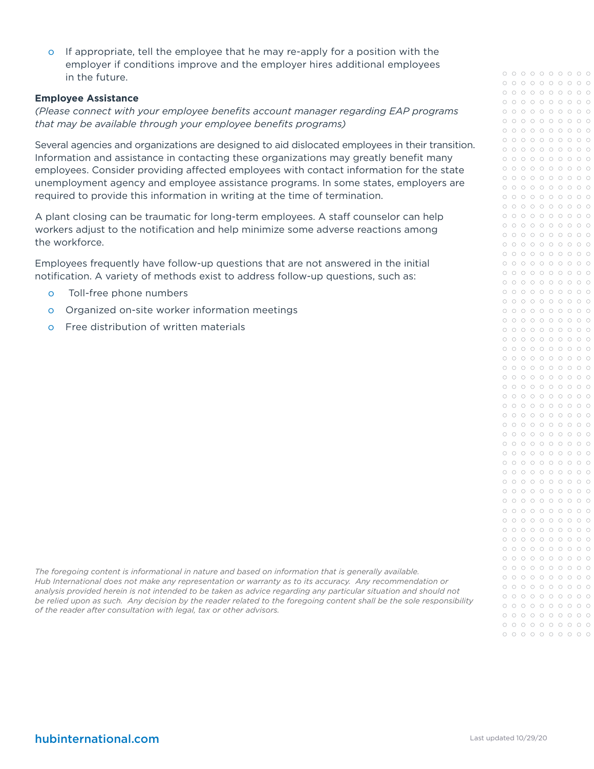- If appropriate, tell the employee that he may re-apply for a position with the employer if conditions improve and the employer hires additional employees in the future.

**Employee Assistance**

*(Please connect with your employee benefits account manager regarding EAP programs that may be available through your employee benefits programs)*

Several agencies and organizations are designed to aid dislocated employees in their transition. Information and assistance in contacting these organizations may greatly benefit many employees. Consider providing affected employees with contact information for the state unemployment agency and employee assistance programs. In some states, employers are required to provide this information in writing at the time of termination.

A plant closing can be traumatic for long-term employees. A staff counselor can help workers adjust to the notification and help minimize some adverse reactions among the workforce.

Employees frequently have follow-up questions that are not answered in the initial notification. A variety of methods exist to address follow-up questions, such as:

- Toll-free phone numbers
- Organized on-site worker information meetings
- Free distribution of written materials

*The foregoing content is informational in nature and based on information that is generally available. Hub International does not make any representation or warranty as to its accuracy. Any recommendation or analysis provided herein is not intended to be taken as advice regarding any particular situation and should not be relied upon as such. Any decision by the reader related to the foregoing content shall be the sole responsibility of the reader after consultation with legal, tax or other advisors.*

hubinternational.com

Last updated 10/29/20